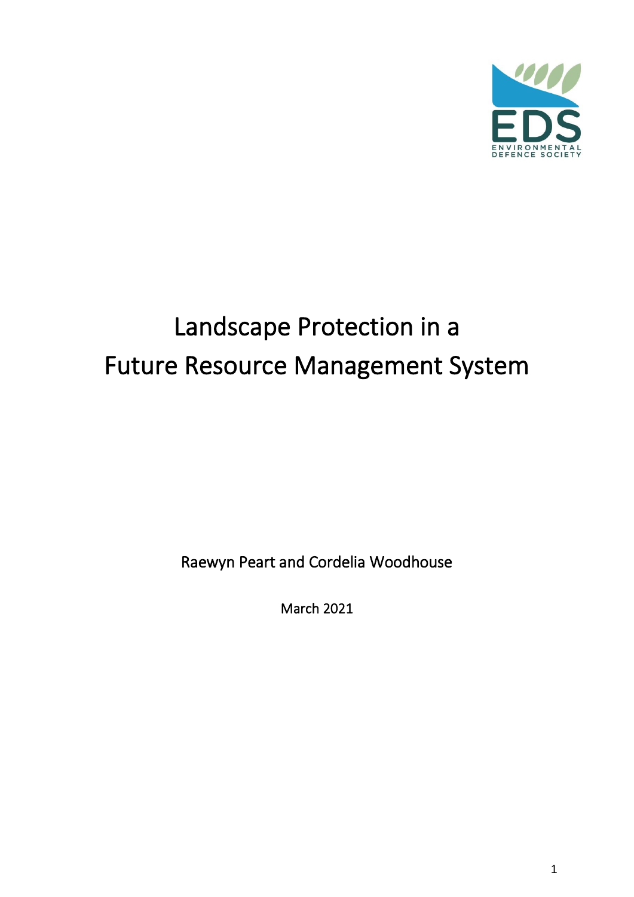# Landscape Protection in a Future Resource Management System

Raewyn Peart and Cordelia Woodhouse

March 2021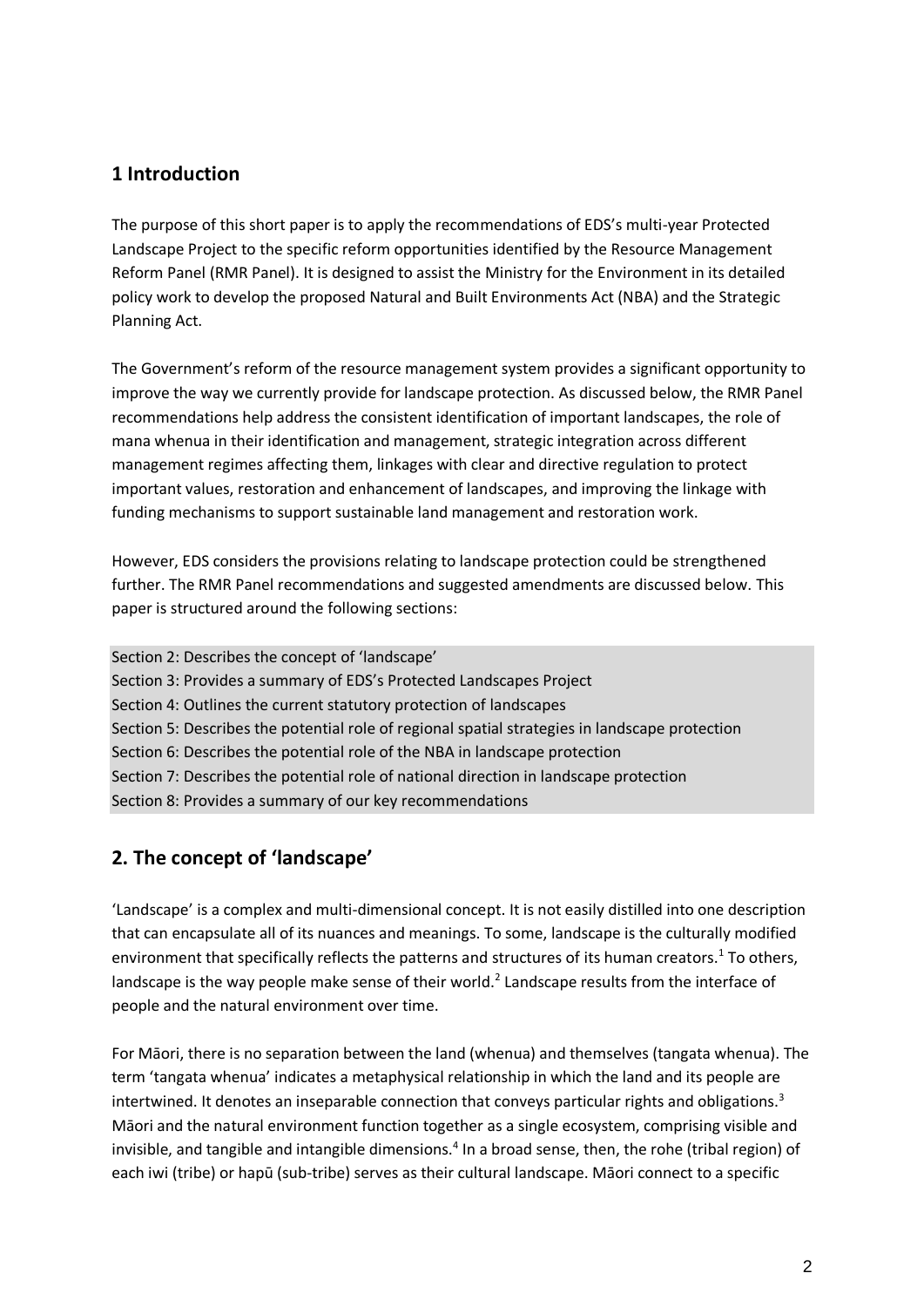## 1 Introduction

The purpose of this short paper is to apply the recommendations of EDS's multi-year Protected Landscape Project to the specific reform opportunities identified by the Resource Management Reform Panel (RMR Panel). It is designed to assist the Ministry for the Environment in its detailed policy work to develop the proposed Natural and Built Environments Act (NBA) and the Strategic Planning Act.

The Government's reform of the resource management system provides a significant opportunity to improve the way we currently provide for landscape protection. As discussed below, the RMR Panel recommendations help address the consistent identification of important landscapes, the role of mana whenua in their identification and management, strategic integration across different management regimes affecting them, linkages with clear and directive regulation to protect important values, restoration and enhancement of landscapes, and improving the linkage with funding mechanisms to support sustainable land management and restoration work.

However, EDS considers the provisions relating to landscape protection could be strengthened further. The RMR Panel recommendations and suggested amendments are discussed below. This paper is structured around the following sections:

Section 2: Describes the concept of 'landscape'
Section 3: Provides a summary of EDS's Protected Landscapes Project
Section 4: Outlines the current statutory protection of landscapes
Section 5: Describes the potential role of regional spatial strategies in landscape protection
Section 6: Describes the potential role of the NBA in landscape protection
Section 7: Describes the potential role of national direction in landscape protection
Section 8: Provides a summary of our key recommendations

## 2. The concept of 'landscape'

'Landscape' is a complex and multi-dimensional concept. It is not easily distilled into one description that can encapsulate all of its nuances and meanings. To some, landscape is the culturally modified environment that specifically reflects the patterns and structures of its human creators.[1] To others, landscape is the way people make sense of their world.[2] Landscape results from the interface of people and the natural environment over time.

For Māori, there is no separation between the land (whenua) and themselves (tangata whenua). The term 'tangata whenua' indicates a metaphysical relationship in which the land and its people are intertwined. It denotes an inseparable connection that conveys particular rights and obligations.[3] Māori and the natural environment function together as a single ecosystem, comprising visible and invisible, and tangible and intangible dimensions.[4] In a broad sense, then, the rohe (tribal region) of each iwi (tribe) or hapū (sub-tribe) serves as their cultural landscape. Māori connect to a specific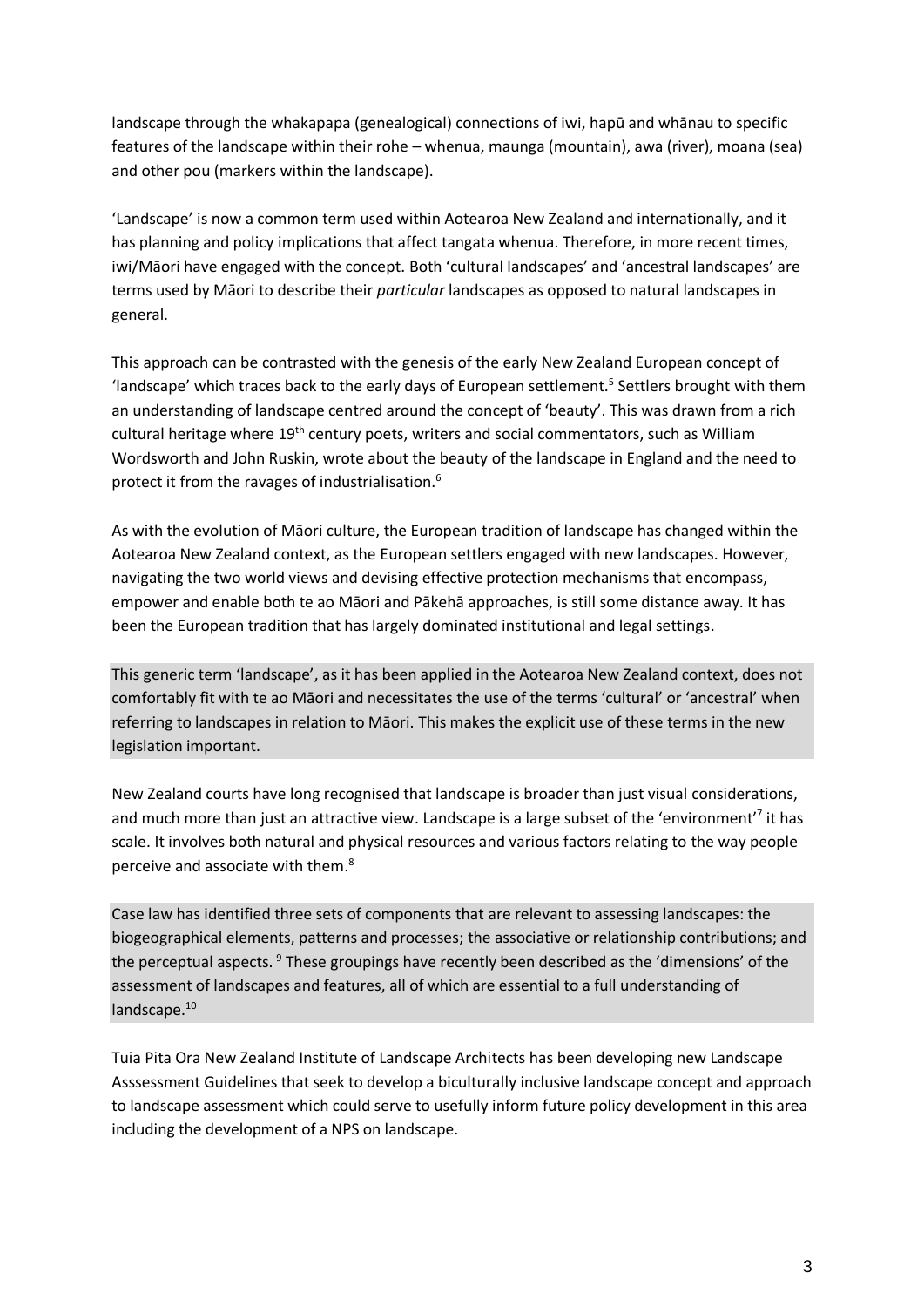landscape through the whakapapa (genealogical) connections of iwi, hapū and whānau to specific features of the landscape within their rohe – whenua, maunga (mountain), awa (river), moana (sea) and other pou (markers within the landscape).

'Landscape' is now a common term used within Aotearoa New Zealand and internationally, and it has planning and policy implications that affect tangata whenua. Therefore, in more recent times, iwi/Māori have engaged with the concept. Both 'cultural landscapes' and 'ancestral landscapes' are terms used by Māori to describe their *particular* landscapes as opposed to natural landscapes in general.

This approach can be contrasted with the genesis of the early New Zealand European concept of 'landscape' which traces back to the early days of European settlement.[5] Settlers brought with them an understanding of landscape centred around the concept of 'beauty'. This was drawn from a rich cultural heritage where 19th century poets, writers and social commentators, such as William Wordsworth and John Ruskin, wrote about the beauty of the landscape in England and the need to protect it from the ravages of industrialisation.[6]

As with the evolution of Māori culture, the European tradition of landscape has changed within the Aotearoa New Zealand context, as the European settlers engaged with new landscapes. However, navigating the two world views and devising effective protection mechanisms that encompass, empower and enable both te ao Māori and Pākehā approaches, is still some distance away. It has been the European tradition that has largely dominated institutional and legal settings.

This generic term 'landscape', as it has been applied in the Aotearoa New Zealand context, does not comfortably fit with te ao Māori and necessitates the use of the terms 'cultural' or 'ancestral' when referring to landscapes in relation to Māori. This makes the explicit use of these terms in the new legislation important.

New Zealand courts have long recognised that landscape is broader than just visual considerations, and much more than just an attractive view. Landscape is a large subset of the 'environment'[7] it has scale. It involves both natural and physical resources and various factors relating to the way people perceive and associate with them.[8]

Case law has identified three sets of components that are relevant to assessing landscapes: the biogeographical elements, patterns and processes; the associative or relationship contributions; and the perceptual aspects.[9] These groupings have recently been described as the 'dimensions' of the assessment of landscapes and features, all of which are essential to a full understanding of landscape.[10]

Tuia Pita Ora New Zealand Institute of Landscape Architects has been developing new Landscape Asssessment Guidelines that seek to develop a biculturally inclusive landscape concept and approach to landscape assessment which could serve to usefully inform future policy development in this area including the development of a NPS on landscape.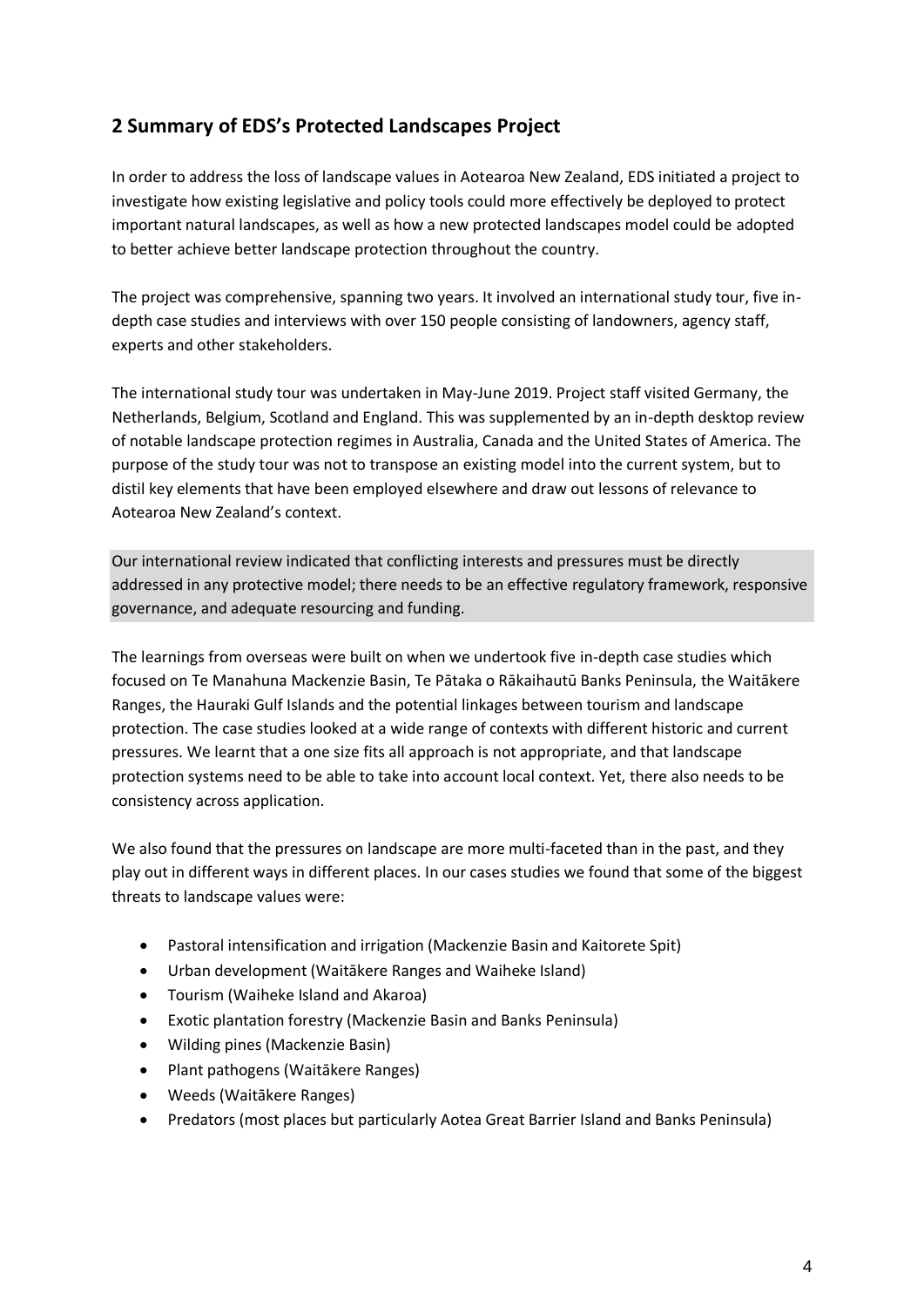## 2 Summary of EDS's Protected Landscapes Project

In order to address the loss of landscape values in Aotearoa New Zealand, EDS initiated a project to investigate how existing legislative and policy tools could more effectively be deployed to protect important natural landscapes, as well as how a new protected landscapes model could be adopted to better achieve better landscape protection throughout the country.

The project was comprehensive, spanning two years. It involved an international study tour, five in-depth case studies and interviews with over 150 people consisting of landowners, agency staff, experts and other stakeholders.

The international study tour was undertaken in May-June 2019. Project staff visited Germany, the Netherlands, Belgium, Scotland and England. This was supplemented by an in-depth desktop review of notable landscape protection regimes in Australia, Canada and the United States of America. The purpose of the study tour was not to transpose an existing model into the current system, but to distil key elements that have been employed elsewhere and draw out lessons of relevance to Aotearoa New Zealand's context.

Our international review indicated that conflicting interests and pressures must be directly addressed in any protective model; there needs to be an effective regulatory framework, responsive governance, and adequate resourcing and funding.

The learnings from overseas were built on when we undertook five in-depth case studies which focused on Te Manahuna Mackenzie Basin, Te Pātaka o Rākaihautū Banks Peninsula, the Waitākere Ranges, the Hauraki Gulf Islands and the potential linkages between tourism and landscape protection. The case studies looked at a wide range of contexts with different historic and current pressures. We learnt that a one size fits all approach is not appropriate, and that landscape protection systems need to be able to take into account local context. Yet, there also needs to be consistency across application.

We also found that the pressures on landscape are more multi-faceted than in the past, and they play out in different ways in different places. In our cases studies we found that some of the biggest threats to landscape values were:

- Pastoral intensification and irrigation (Mackenzie Basin and Kaitorete Spit)
- Urban development (Waitākere Ranges and Waiheke Island)
- Tourism (Waiheke Island and Akaroa)
- Exotic plantation forestry (Mackenzie Basin and Banks Peninsula)
- Wilding pines (Mackenzie Basin)
- Plant pathogens (Waitākere Ranges)
- Weeds (Waitākere Ranges)
- Predators (most places but particularly Aotea Great Barrier Island and Banks Peninsula)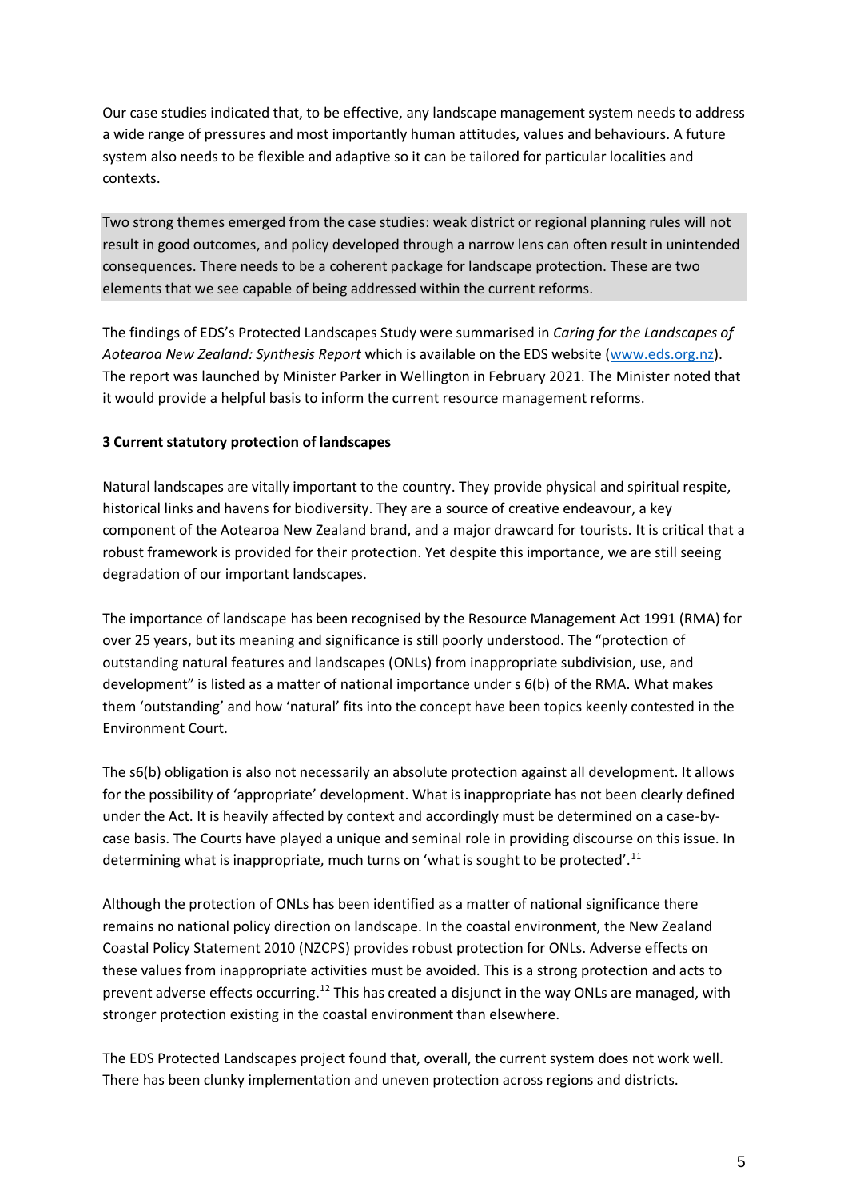Our case studies indicated that, to be effective, any landscape management system needs to address a wide range of pressures and most importantly human attitudes, values and behaviours. A future system also needs to be flexible and adaptive so it can be tailored for particular localities and contexts.

Two strong themes emerged from the case studies: weak district or regional planning rules will not result in good outcomes, and policy developed through a narrow lens can often result in unintended consequences. There needs to be a coherent package for landscape protection. These are two elements that we see capable of being addressed within the current reforms.

The findings of EDS's Protected Landscapes Study were summarised in *Caring for the Landscapes of Aotearoa New Zealand: Synthesis Report* which is available on the EDS website (www.eds.org.nz). The report was launched by Minister Parker in Wellington in February 2021. The Minister noted that it would provide a helpful basis to inform the current resource management reforms.

**3 Current statutory protection of landscapes**

Natural landscapes are vitally important to the country. They provide physical and spiritual respite, historical links and havens for biodiversity. They are a source of creative endeavour, a key component of the Aotearoa New Zealand brand, and a major drawcard for tourists. It is critical that a robust framework is provided for their protection. Yet despite this importance, we are still seeing degradation of our important landscapes.

The importance of landscape has been recognised by the Resource Management Act 1991 (RMA) for over 25 years, but its meaning and significance is still poorly understood. The "protection of outstanding natural features and landscapes (ONLs) from inappropriate subdivision, use, and development" is listed as a matter of national importance under s 6(b) of the RMA. What makes them 'outstanding' and how 'natural' fits into the concept have been topics keenly contested in the Environment Court.

The s6(b) obligation is also not necessarily an absolute protection against all development. It allows for the possibility of 'appropriate' development. What is inappropriate has not been clearly defined under the Act. It is heavily affected by context and accordingly must be determined on a case-by-case basis. The Courts have played a unique and seminal role in providing discourse on this issue. In determining what is inappropriate, much turns on 'what is sought to be protected'.[11]

Although the protection of ONLs has been identified as a matter of national significance there remains no national policy direction on landscape. In the coastal environment, the New Zealand Coastal Policy Statement 2010 (NZCPS) provides robust protection for ONLs. Adverse effects on these values from inappropriate activities must be avoided. This is a strong protection and acts to prevent adverse effects occurring.[12] This has created a disjunct in the way ONLs are managed, with stronger protection existing in the coastal environment than elsewhere.

The EDS Protected Landscapes project found that, overall, the current system does not work well. There has been clunky implementation and uneven protection across regions and districts.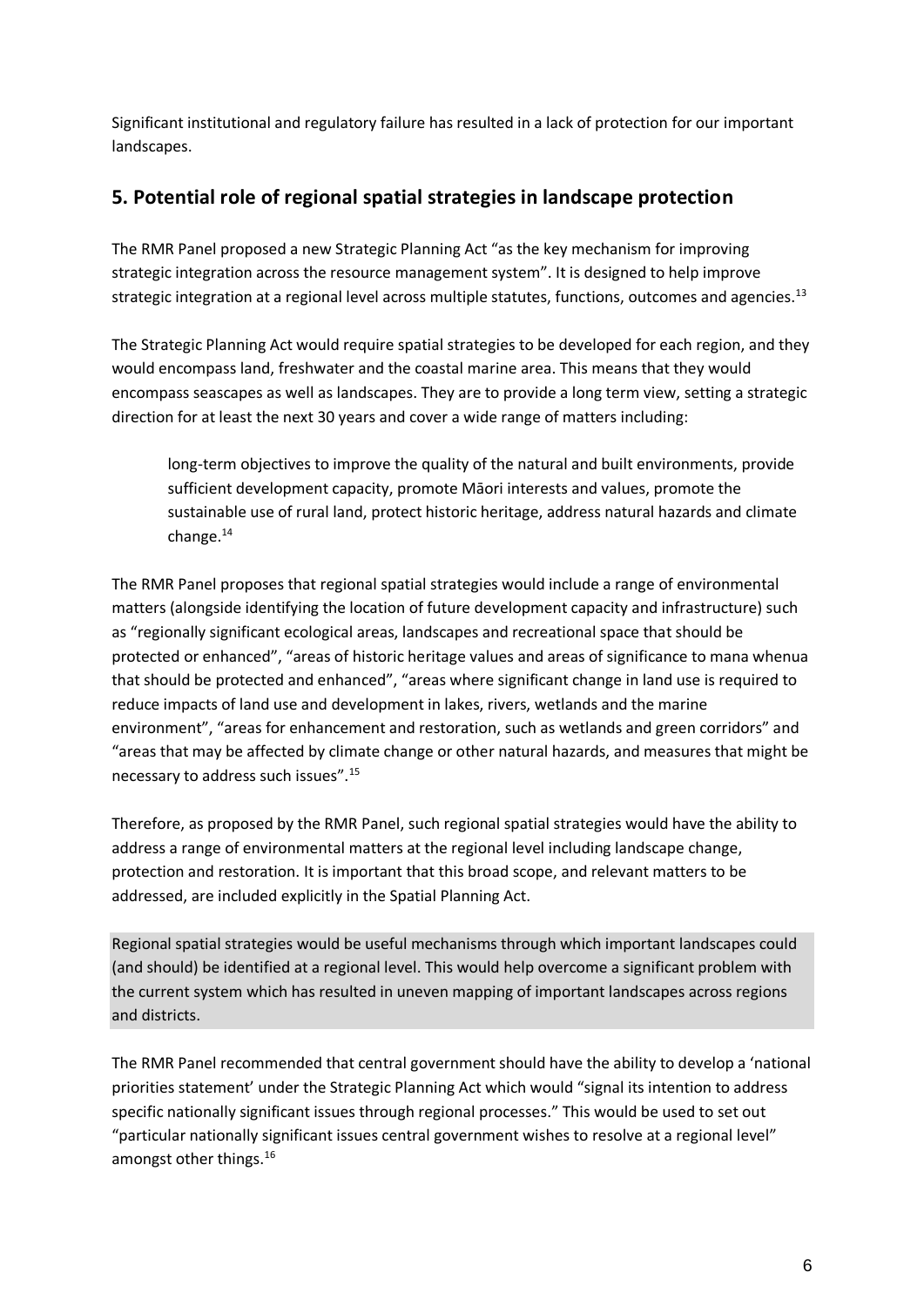Significant institutional and regulatory failure has resulted in a lack of protection for our important landscapes.

## 5. Potential role of regional spatial strategies in landscape protection

The RMR Panel proposed a new Strategic Planning Act "as the key mechanism for improving strategic integration across the resource management system". It is designed to help improve strategic integration at a regional level across multiple statutes, functions, outcomes and agencies.[13]

The Strategic Planning Act would require spatial strategies to be developed for each region, and they would encompass land, freshwater and the coastal marine area. This means that they would encompass seascapes as well as landscapes. They are to provide a long term view, setting a strategic direction for at least the next 30 years and cover a wide range of matters including:

> long-term objectives to improve the quality of the natural and built environments, provide sufficient development capacity, promote Māori interests and values, promote the sustainable use of rural land, protect historic heritage, address natural hazards and climate change.[14]

The RMR Panel proposes that regional spatial strategies would include a range of environmental matters (alongside identifying the location of future development capacity and infrastructure) such as "regionally significant ecological areas, landscapes and recreational space that should be protected or enhanced", "areas of historic heritage values and areas of significance to mana whenua that should be protected and enhanced", "areas where significant change in land use is required to reduce impacts of land use and development in lakes, rivers, wetlands and the marine environment", "areas for enhancement and restoration, such as wetlands and green corridors" and "areas that may be affected by climate change or other natural hazards, and measures that might be necessary to address such issues".[15]

Therefore, as proposed by the RMR Panel, such regional spatial strategies would have the ability to address a range of environmental matters at the regional level including landscape change, protection and restoration. It is important that this broad scope, and relevant matters to be addressed, are included explicitly in the Spatial Planning Act.

Regional spatial strategies would be useful mechanisms through which important landscapes could (and should) be identified at a regional level. This would help overcome a significant problem with the current system which has resulted in uneven mapping of important landscapes across regions and districts.

The RMR Panel recommended that central government should have the ability to develop a 'national priorities statement' under the Strategic Planning Act which would "signal its intention to address specific nationally significant issues through regional processes." This would be used to set out "particular nationally significant issues central government wishes to resolve at a regional level" amongst other things.[16]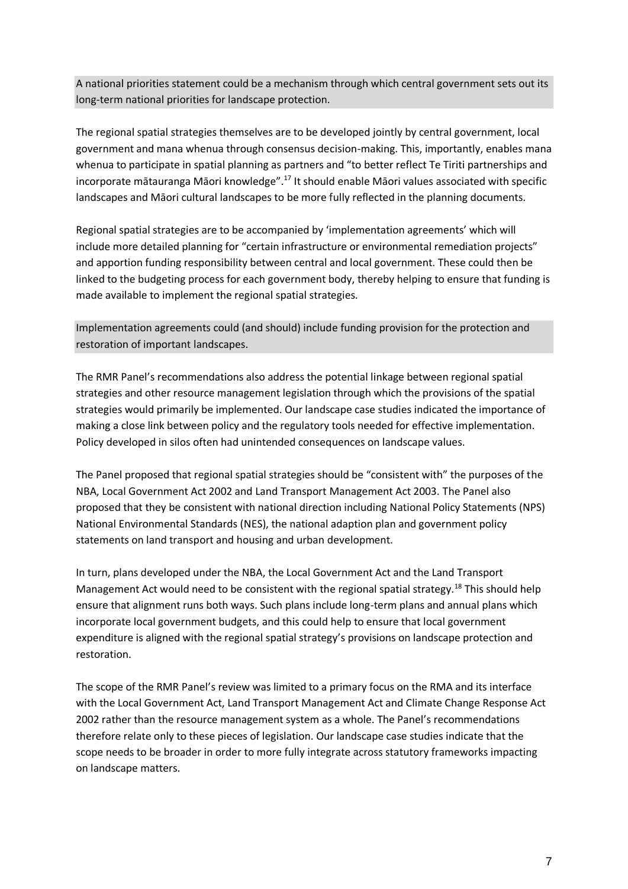A national priorities statement could be a mechanism through which central government sets out its long-term national priorities for landscape protection.

The regional spatial strategies themselves are to be developed jointly by central government, local government and mana whenua through consensus decision-making. This, importantly, enables mana whenua to participate in spatial planning as partners and "to better reflect Te Tiriti partnerships and incorporate mātauranga Māori knowledge".[17] It should enable Māori values associated with specific landscapes and Māori cultural landscapes to be more fully reflected in the planning documents.

Regional spatial strategies are to be accompanied by 'implementation agreements' which will include more detailed planning for "certain infrastructure or environmental remediation projects" and apportion funding responsibility between central and local government. These could then be linked to the budgeting process for each government body, thereby helping to ensure that funding is made available to implement the regional spatial strategies.

Implementation agreements could (and should) include funding provision for the protection and restoration of important landscapes.

The RMR Panel's recommendations also address the potential linkage between regional spatial strategies and other resource management legislation through which the provisions of the spatial strategies would primarily be implemented. Our landscape case studies indicated the importance of making a close link between policy and the regulatory tools needed for effective implementation. Policy developed in silos often had unintended consequences on landscape values.

The Panel proposed that regional spatial strategies should be "consistent with" the purposes of the NBA, Local Government Act 2002 and Land Transport Management Act 2003. The Panel also proposed that they be consistent with national direction including National Policy Statements (NPS) National Environmental Standards (NES), the national adaption plan and government policy statements on land transport and housing and urban development.

In turn, plans developed under the NBA, the Local Government Act and the Land Transport Management Act would need to be consistent with the regional spatial strategy.[18] This should help ensure that alignment runs both ways. Such plans include long-term plans and annual plans which incorporate local government budgets, and this could help to ensure that local government expenditure is aligned with the regional spatial strategy's provisions on landscape protection and restoration.

The scope of the RMR Panel's review was limited to a primary focus on the RMA and its interface with the Local Government Act, Land Transport Management Act and Climate Change Response Act 2002 rather than the resource management system as a whole. The Panel's recommendations therefore relate only to these pieces of legislation. Our landscape case studies indicate that the scope needs to be broader in order to more fully integrate across statutory frameworks impacting on landscape matters.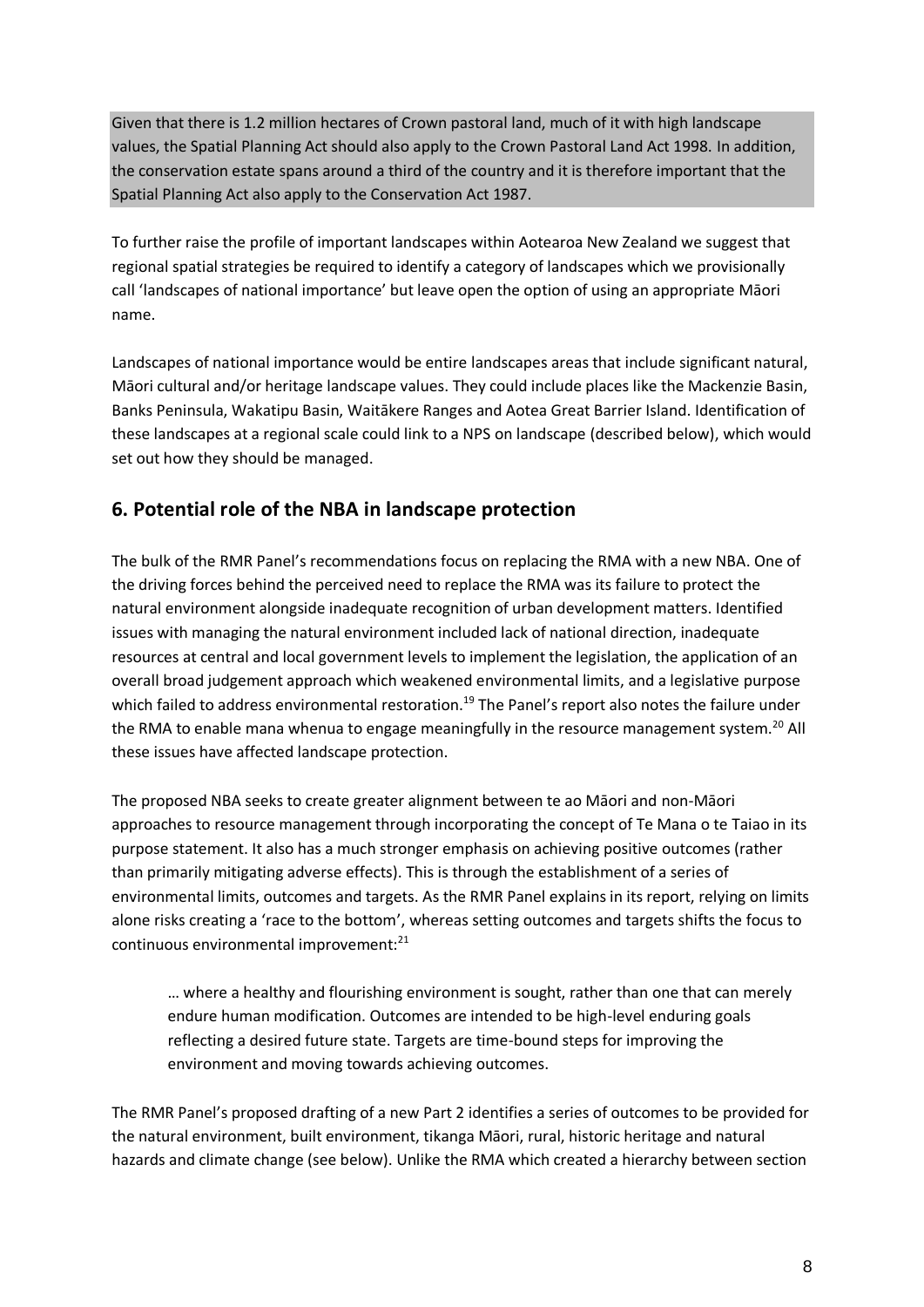Given that there is 1.2 million hectares of Crown pastoral land, much of it with high landscape values, the Spatial Planning Act should also apply to the Crown Pastoral Land Act 1998. In addition, the conservation estate spans around a third of the country and it is therefore important that the Spatial Planning Act also apply to the Conservation Act 1987.

To further raise the profile of important landscapes within Aotearoa New Zealand we suggest that regional spatial strategies be required to identify a category of landscapes which we provisionally call 'landscapes of national importance' but leave open the option of using an appropriate Māori name.

Landscapes of national importance would be entire landscapes areas that include significant natural, Māori cultural and/or heritage landscape values. They could include places like the Mackenzie Basin, Banks Peninsula, Wakatipu Basin, Waitākere Ranges and Aotea Great Barrier Island. Identification of these landscapes at a regional scale could link to a NPS on landscape (described below), which would set out how they should be managed.

## 6. Potential role of the NBA in landscape protection

The bulk of the RMR Panel's recommendations focus on replacing the RMA with a new NBA. One of the driving forces behind the perceived need to replace the RMA was its failure to protect the natural environment alongside inadequate recognition of urban development matters. Identified issues with managing the natural environment included lack of national direction, inadequate resources at central and local government levels to implement the legislation, the application of an overall broad judgement approach which weakened environmental limits, and a legislative purpose which failed to address environmental restoration.[19] The Panel's report also notes the failure under the RMA to enable mana whenua to engage meaningfully in the resource management system.[20] All these issues have affected landscape protection.

The proposed NBA seeks to create greater alignment between te ao Māori and non-Māori approaches to resource management through incorporating the concept of Te Mana o te Taiao in its purpose statement. It also has a much stronger emphasis on achieving positive outcomes (rather than primarily mitigating adverse effects). This is through the establishment of a series of environmental limits, outcomes and targets. As the RMR Panel explains in its report, relying on limits alone risks creating a 'race to the bottom', whereas setting outcomes and targets shifts the focus to continuous environmental improvement:[21]

> … where a healthy and flourishing environment is sought, rather than one that can merely endure human modification. Outcomes are intended to be high-level enduring goals reflecting a desired future state. Targets are time-bound steps for improving the environment and moving towards achieving outcomes.

The RMR Panel's proposed drafting of a new Part 2 identifies a series of outcomes to be provided for the natural environment, built environment, tikanga Māori, rural, historic heritage and natural hazards and climate change (see below). Unlike the RMA which created a hierarchy between section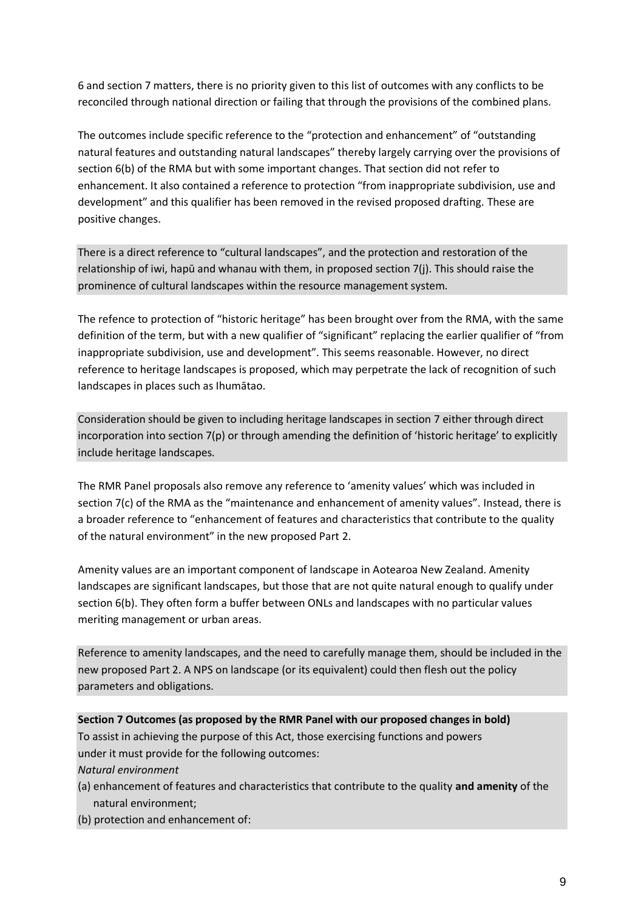6 and section 7 matters, there is no priority given to this list of outcomes with any conflicts to be reconciled through national direction or failing that through the provisions of the combined plans.

The outcomes include specific reference to the "protection and enhancement" of "outstanding natural features and outstanding natural landscapes" thereby largely carrying over the provisions of section 6(b) of the RMA but with some important changes. That section did not refer to enhancement. It also contained a reference to protection "from inappropriate subdivision, use and development" and this qualifier has been removed in the revised proposed drafting. These are positive changes.

There is a direct reference to "cultural landscapes", and the protection and restoration of the relationship of iwi, hapū and whanau with them, in proposed section 7(j). This should raise the prominence of cultural landscapes within the resource management system.

The refence to protection of "historic heritage" has been brought over from the RMA, with the same definition of the term, but with a new qualifier of "significant" replacing the earlier qualifier of "from inappropriate subdivision, use and development". This seems reasonable. However, no direct reference to heritage landscapes is proposed, which may perpetrate the lack of recognition of such landscapes in places such as Ihumātao.

Consideration should be given to including heritage landscapes in section 7 either through direct incorporation into section 7(p) or through amending the definition of 'historic heritage' to explicitly include heritage landscapes.

The RMR Panel proposals also remove any reference to 'amenity values' which was included in section 7(c) of the RMA as the "maintenance and enhancement of amenity values". Instead, there is a broader reference to "enhancement of features and characteristics that contribute to the quality of the natural environment" in the new proposed Part 2.

Amenity values are an important component of landscape in Aotearoa New Zealand. Amenity landscapes are significant landscapes, but those that are not quite natural enough to qualify under section 6(b). They often form a buffer between ONLs and landscapes with no particular values meriting management or urban areas.

Reference to amenity landscapes, and the need to carefully manage them, should be included in the new proposed Part 2. A NPS on landscape (or its equivalent) could then flesh out the policy parameters and obligations.

**Section 7 Outcomes (as proposed by the RMR Panel with our proposed changes in bold)**

To assist in achieving the purpose of this Act, those exercising functions and powers under it must provide for the following outcomes:

*Natural environment*

(a) enhancement of features and characteristics that contribute to the quality **and amenity** of the natural environment;

(b) protection and enhancement of: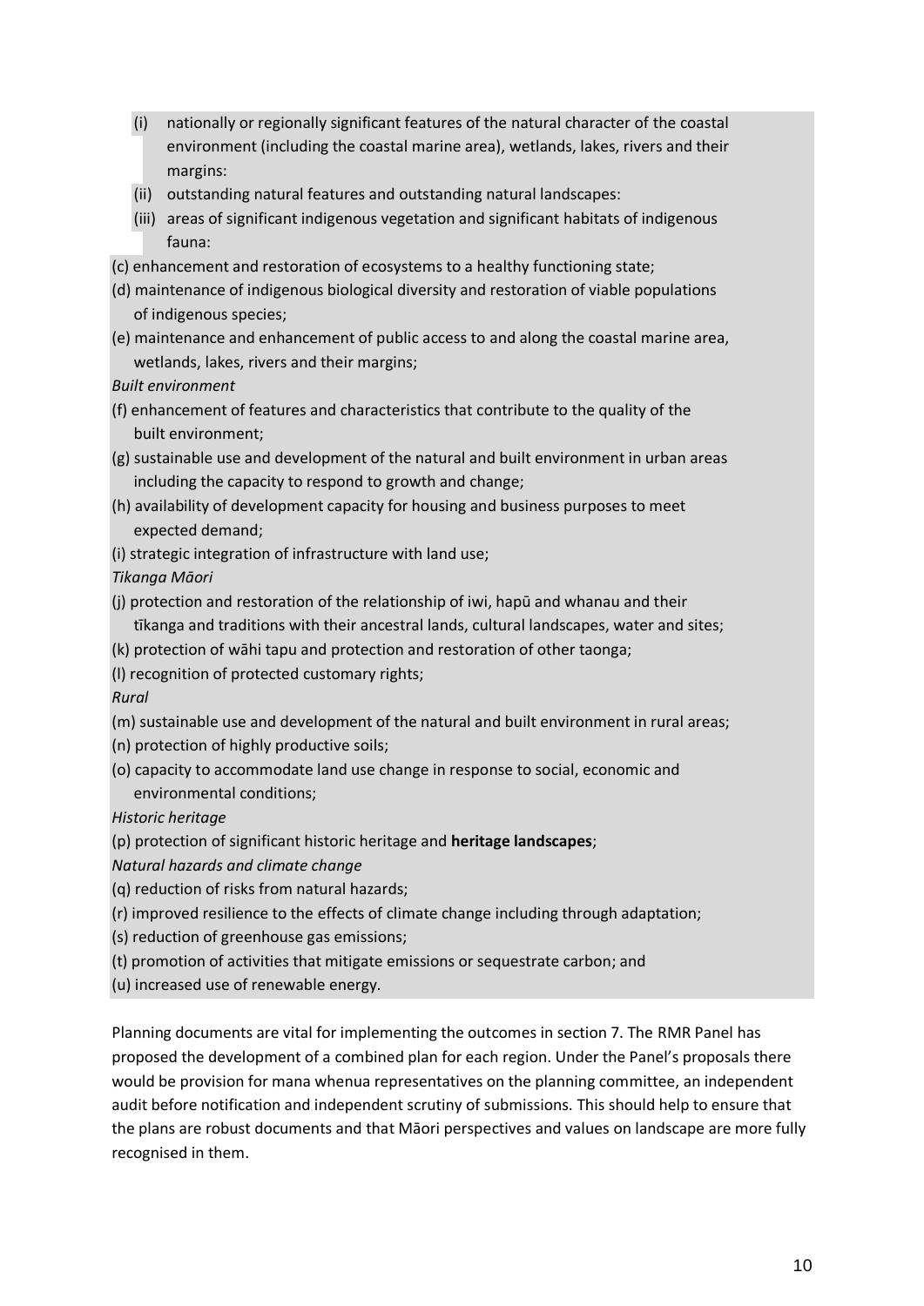- (i) nationally or regionally significant features of the natural character of the coastal environment (including the coastal marine area), wetlands, lakes, rivers and their margins:
- (ii) outstanding natural features and outstanding natural landscapes:
- (iii) areas of significant indigenous vegetation and significant habitats of indigenous fauna:

(c) enhancement and restoration of ecosystems to a healthy functioning state;

(d) maintenance of indigenous biological diversity and restoration of viable populations of indigenous species;

(e) maintenance and enhancement of public access to and along the coastal marine area, wetlands, lakes, rivers and their margins;

*Built environment*

(f) enhancement of features and characteristics that contribute to the quality of the built environment;

(g) sustainable use and development of the natural and built environment in urban areas including the capacity to respond to growth and change;

(h) availability of development capacity for housing and business purposes to meet expected demand;

(i) strategic integration of infrastructure with land use;

*Tikanga Māori*

(j) protection and restoration of the relationship of iwi, hapū and whanau and their tīkanga and traditions with their ancestral lands, cultural landscapes, water and sites;

(k) protection of wāhi tapu and protection and restoration of other taonga;

(l) recognition of protected customary rights;

*Rural*

(m) sustainable use and development of the natural and built environment in rural areas;

(n) protection of highly productive soils;

(o) capacity to accommodate land use change in response to social, economic and environmental conditions;

*Historic heritage*

(p) protection of significant historic heritage and **heritage landscapes**;

*Natural hazards and climate change*

(q) reduction of risks from natural hazards;

(r) improved resilience to the effects of climate change including through adaptation;

(s) reduction of greenhouse gas emissions;

(t) promotion of activities that mitigate emissions or sequestrate carbon; and

(u) increased use of renewable energy.

Planning documents are vital for implementing the outcomes in section 7. The RMR Panel has proposed the development of a combined plan for each region. Under the Panel's proposals there would be provision for mana whenua representatives on the planning committee, an independent audit before notification and independent scrutiny of submissions. This should help to ensure that the plans are robust documents and that Māori perspectives and values on landscape are more fully recognised in them.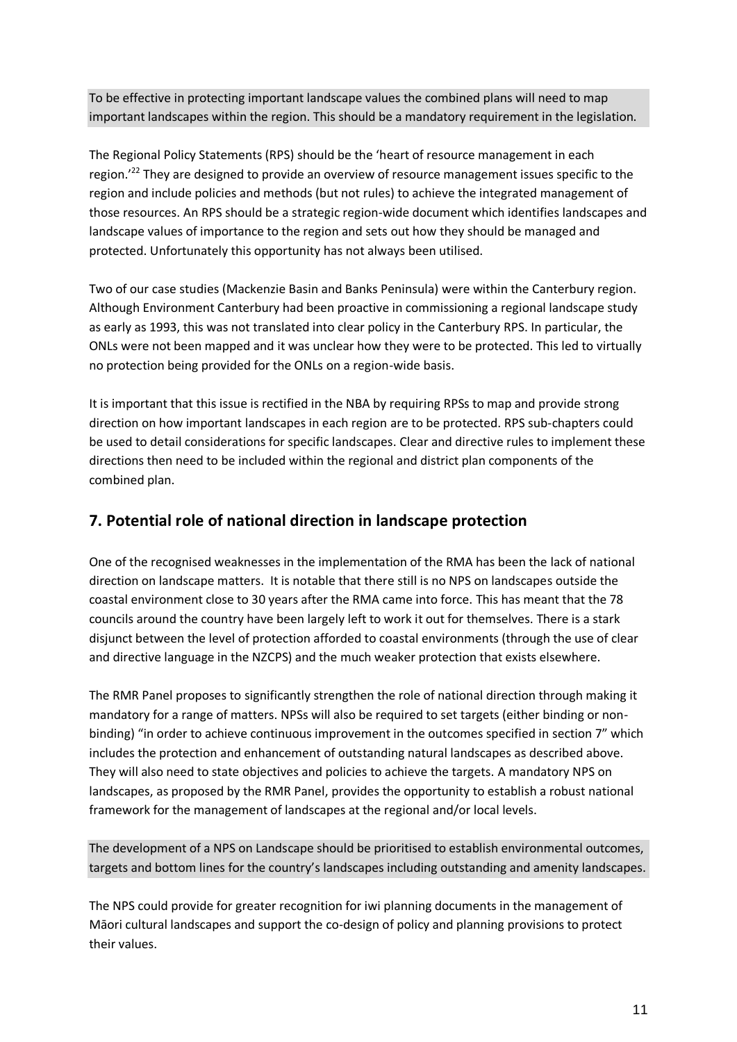To be effective in protecting important landscape values the combined plans will need to map important landscapes within the region. This should be a mandatory requirement in the legislation.

The Regional Policy Statements (RPS) should be the 'heart of resource management in each region.'[22] They are designed to provide an overview of resource management issues specific to the region and include policies and methods (but not rules) to achieve the integrated management of those resources. An RPS should be a strategic region-wide document which identifies landscapes and landscape values of importance to the region and sets out how they should be managed and protected. Unfortunately this opportunity has not always been utilised.

Two of our case studies (Mackenzie Basin and Banks Peninsula) were within the Canterbury region. Although Environment Canterbury had been proactive in commissioning a regional landscape study as early as 1993, this was not translated into clear policy in the Canterbury RPS. In particular, the ONLs were not been mapped and it was unclear how they were to be protected. This led to virtually no protection being provided for the ONLs on a region-wide basis.

It is important that this issue is rectified in the NBA by requiring RPSs to map and provide strong direction on how important landscapes in each region are to be protected. RPS sub-chapters could be used to detail considerations for specific landscapes. Clear and directive rules to implement these directions then need to be included within the regional and district plan components of the combined plan.

## 7. Potential role of national direction in landscape protection

One of the recognised weaknesses in the implementation of the RMA has been the lack of national direction on landscape matters. It is notable that there still is no NPS on landscapes outside the coastal environment close to 30 years after the RMA came into force. This has meant that the 78 councils around the country have been largely left to work it out for themselves. There is a stark disjunct between the level of protection afforded to coastal environments (through the use of clear and directive language in the NZCPS) and the much weaker protection that exists elsewhere.

The RMR Panel proposes to significantly strengthen the role of national direction through making it mandatory for a range of matters. NPSs will also be required to set targets (either binding or non-binding) "in order to achieve continuous improvement in the outcomes specified in section 7" which includes the protection and enhancement of outstanding natural landscapes as described above. They will also need to state objectives and policies to achieve the targets. A mandatory NPS on landscapes, as proposed by the RMR Panel, provides the opportunity to establish a robust national framework for the management of landscapes at the regional and/or local levels.

The development of a NPS on Landscape should be prioritised to establish environmental outcomes, targets and bottom lines for the country's landscapes including outstanding and amenity landscapes.

The NPS could provide for greater recognition for iwi planning documents in the management of Māori cultural landscapes and support the co-design of policy and planning provisions to protect their values.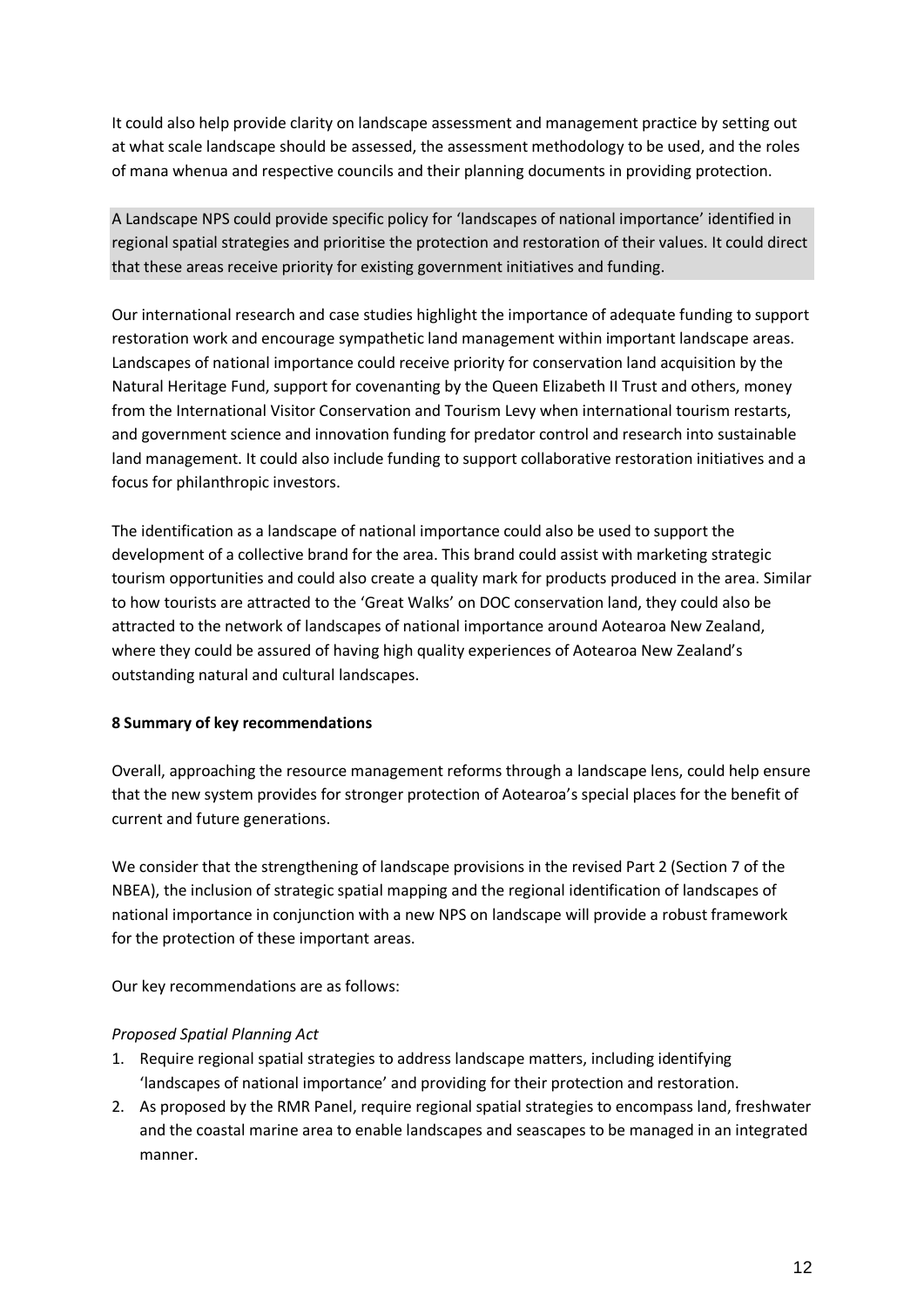It could also help provide clarity on landscape assessment and management practice by setting out at what scale landscape should be assessed, the assessment methodology to be used, and the roles of mana whenua and respective councils and their planning documents in providing protection.

A Landscape NPS could provide specific policy for 'landscapes of national importance' identified in regional spatial strategies and prioritise the protection and restoration of their values. It could direct that these areas receive priority for existing government initiatives and funding.

Our international research and case studies highlight the importance of adequate funding to support restoration work and encourage sympathetic land management within important landscape areas. Landscapes of national importance could receive priority for conservation land acquisition by the Natural Heritage Fund, support for covenanting by the Queen Elizabeth II Trust and others, money from the International Visitor Conservation and Tourism Levy when international tourism restarts, and government science and innovation funding for predator control and research into sustainable land management. It could also include funding to support collaborative restoration initiatives and a focus for philanthropic investors.

The identification as a landscape of national importance could also be used to support the development of a collective brand for the area. This brand could assist with marketing strategic tourism opportunities and could also create a quality mark for products produced in the area. Similar to how tourists are attracted to the 'Great Walks' on DOC conservation land, they could also be attracted to the network of landscapes of national importance around Aotearoa New Zealand, where they could be assured of having high quality experiences of Aotearoa New Zealand's outstanding natural and cultural landscapes.

## 8 Summary of key recommendations

Overall, approaching the resource management reforms through a landscape lens, could help ensure that the new system provides for stronger protection of Aotearoa's special places for the benefit of current and future generations.

We consider that the strengthening of landscape provisions in the revised Part 2 (Section 7 of the NBEA), the inclusion of strategic spatial mapping and the regional identification of landscapes of national importance in conjunction with a new NPS on landscape will provide a robust framework for the protection of these important areas.

Our key recommendations are as follows:

*Proposed Spatial Planning Act*

1. Require regional spatial strategies to address landscape matters, including identifying 'landscapes of national importance' and providing for their protection and restoration.
2. As proposed by the RMR Panel, require regional spatial strategies to encompass land, freshwater and the coastal marine area to enable landscapes and seascapes to be managed in an integrated manner.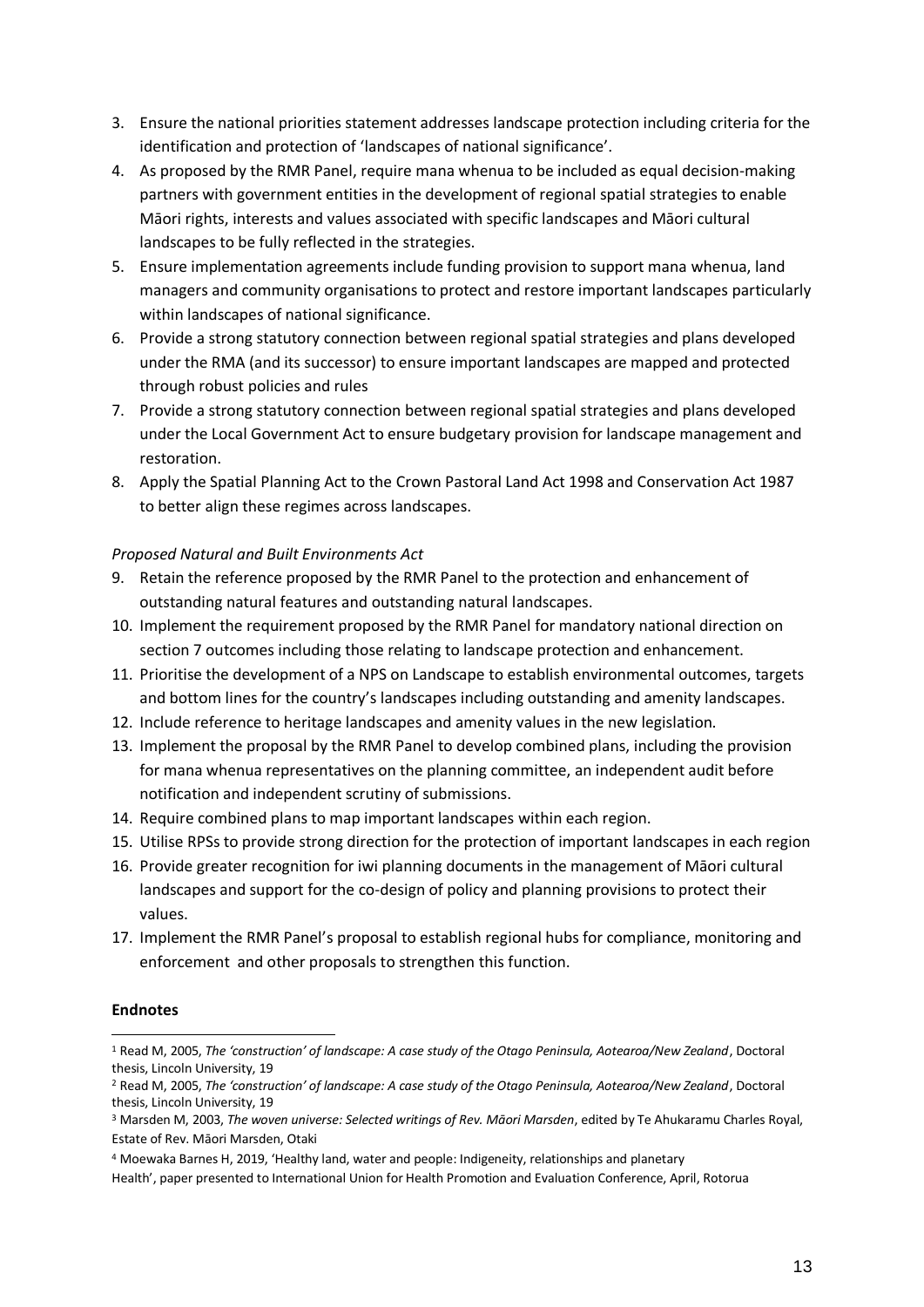3. Ensure the national priorities statement addresses landscape protection including criteria for the identification and protection of 'landscapes of national significance'.
4. As proposed by the RMR Panel, require mana whenua to be included as equal decision-making partners with government entities in the development of regional spatial strategies to enable Māori rights, interests and values associated with specific landscapes and Māori cultural landscapes to be fully reflected in the strategies.
5. Ensure implementation agreements include funding provision to support mana whenua, land managers and community organisations to protect and restore important landscapes particularly within landscapes of national significance.
6. Provide a strong statutory connection between regional spatial strategies and plans developed under the RMA (and its successor) to ensure important landscapes are mapped and protected through robust policies and rules
7. Provide a strong statutory connection between regional spatial strategies and plans developed under the Local Government Act to ensure budgetary provision for landscape management and restoration.
8. Apply the Spatial Planning Act to the Crown Pastoral Land Act 1998 and Conservation Act 1987 to better align these regimes across landscapes.

*Proposed Natural and Built Environments Act*

9. Retain the reference proposed by the RMR Panel to the protection and enhancement of outstanding natural features and outstanding natural landscapes.
10. Implement the requirement proposed by the RMR Panel for mandatory national direction on section 7 outcomes including those relating to landscape protection and enhancement.
11. Prioritise the development of a NPS on Landscape to establish environmental outcomes, targets and bottom lines for the country's landscapes including outstanding and amenity landscapes.
12. Include reference to heritage landscapes and amenity values in the new legislation.
13. Implement the proposal by the RMR Panel to develop combined plans, including the provision for mana whenua representatives on the planning committee, an independent audit before notification and independent scrutiny of submissions.
14. Require combined plans to map important landscapes within each region.
15. Utilise RPSs to provide strong direction for the protection of important landscapes in each region
16. Provide greater recognition for iwi planning documents in the management of Māori cultural landscapes and support for the co-design of policy and planning provisions to protect their values.
17. Implement the RMR Panel's proposal to establish regional hubs for compliance, monitoring and enforcement and other proposals to strengthen this function.

**Endnotes**

[1] Read M, 2005, *The 'construction' of landscape: A case study of the Otago Peninsula, Aotearoa/New Zealand*, Doctoral thesis, Lincoln University, 19

[2] Read M, 2005, *The 'construction' of landscape: A case study of the Otago Peninsula, Aotearoa/New Zealand*, Doctoral thesis, Lincoln University, 19

[3] Marsden M, 2003, *The woven universe: Selected writings of Rev. Māori Marsden*, edited by Te Ahukaramu Charles Royal, Estate of Rev. Māori Marsden, Otaki

[4] Moewaka Barnes H, 2019, 'Healthy land, water and people: Indigeneity, relationships and planetary Health', paper presented to International Union for Health Promotion and Evaluation Conference, April, Rotorua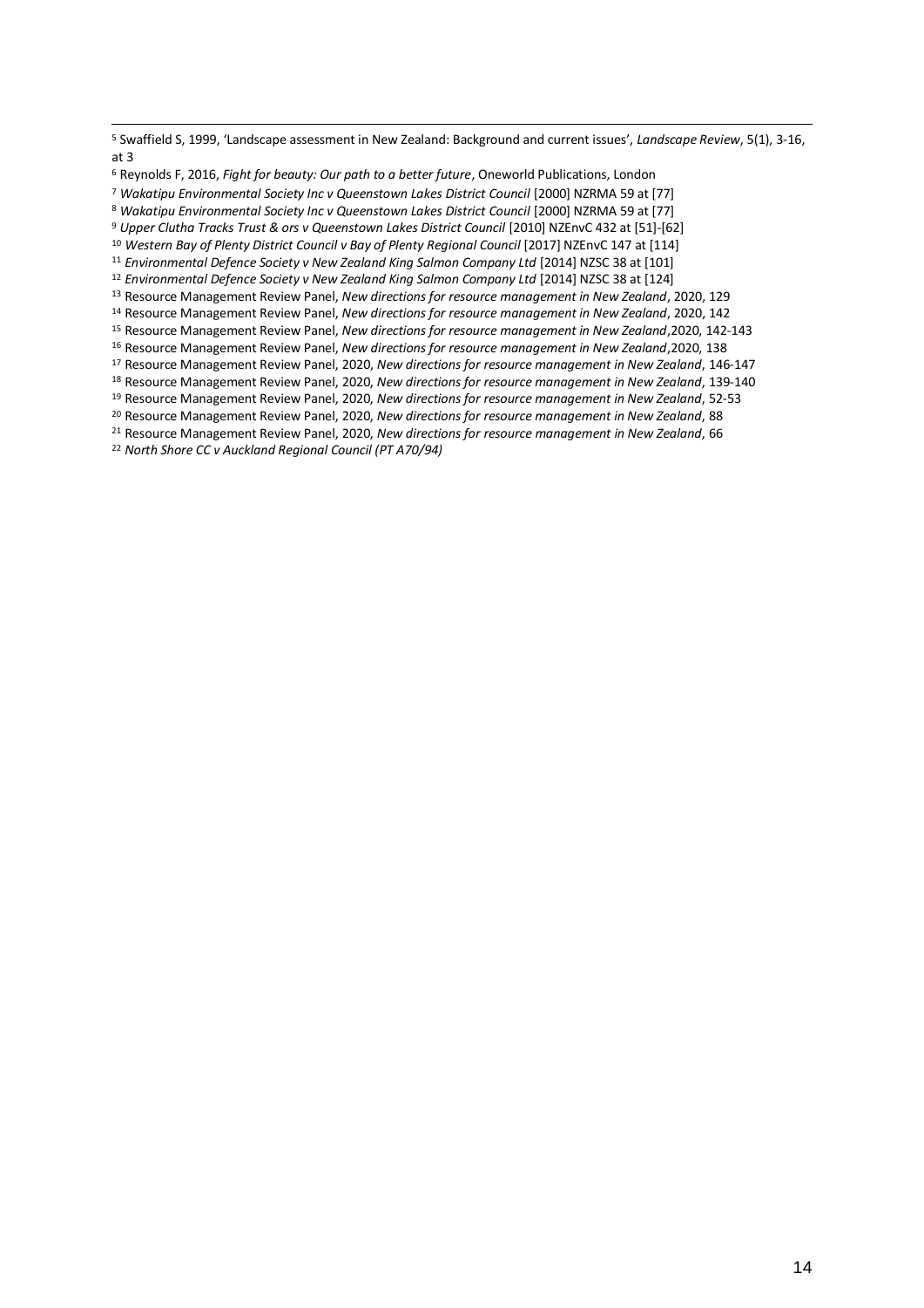[5] Swaffield S, 1999, 'Landscape assessment in New Zealand: Background and current issues', *Landscape Review*, 5(1), 3-16, at 3

[6] Reynolds F, 2016, *Fight for beauty: Our path to a better future*, Oneworld Publications, London

[7] *Wakatipu Environmental Society Inc v Queenstown Lakes District Council* [2000] NZRMA 59 at [77]

[8] *Wakatipu Environmental Society Inc v Queenstown Lakes District Council* [2000] NZRMA 59 at [77]

[9] *Upper Clutha Tracks Trust & ors v Queenstown Lakes District Council* [2010] NZEnvC 432 at [51]-[62]

[10] *Western Bay of Plenty District Council v Bay of Plenty Regional Council* [2017] NZEnvC 147 at [114]

[11] *Environmental Defence Society v New Zealand King Salmon Company Ltd* [2014] NZSC 38 at [101]

[12] *Environmental Defence Society v New Zealand King Salmon Company Ltd* [2014] NZSC 38 at [124]

[13] Resource Management Review Panel, *New directions for resource management in New Zealand*, 2020, 129

[14] Resource Management Review Panel, *New directions for resource management in New Zealand*, 2020, 142

[15] Resource Management Review Panel, *New directions for resource management in New Zealand*,2020, 142-143

[16] Resource Management Review Panel, *New directions for resource management in New Zealand*,2020, 138

[17] Resource Management Review Panel, 2020, *New directions for resource management in New Zealand*, 146-147

[18] Resource Management Review Panel, 2020, *New directions for resource management in New Zealand*, 139-140

[19] Resource Management Review Panel, 2020, *New directions for resource management in New Zealand*, 52-53

[20] Resource Management Review Panel, 2020, *New directions for resource management in New Zealand*, 88

[21] Resource Management Review Panel, 2020, *New directions for resource management in New Zealand*, 66

[22] *North Shore CC v Auckland Regional Council (PT A70/94)*